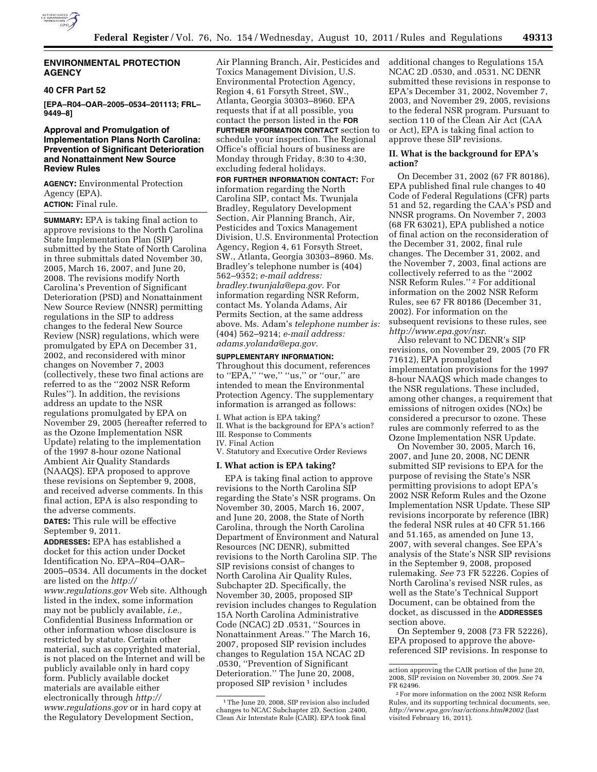## ENVIRONMENTAL PROTECTION AGENCY

### 40 CFR Part 52

**[EPA–R04–OAR–2005–0534–201113; FRL–9449–8]**

### Approval and Promulgation of Implementation Plans North Carolina: Prevention of Significant Deterioration and Nonattainment New Source Review Rules

**AGENCY:** Environmental Protection Agency (EPA).

**ACTION:** Final rule.

**SUMMARY:** EPA is taking final action to approve revisions to the North Carolina State Implementation Plan (SIP) submitted by the State of North Carolina in three submittals dated November 30, 2005, March 16, 2007, and June 20, 2008. The revisions modify North Carolina's Prevention of Significant Deterioration (PSD) and Nonattainment New Source Review (NNSR) permitting regulations in the SIP to address changes to the federal New Source Review (NSR) regulations, which were promulgated by EPA on December 31, 2002, and reconsidered with minor changes on November 7, 2003 (collectively, these two final actions are referred to as the ''2002 NSR Reform Rules''). In addition, the revisions address an update to the NSR regulations promulgated by EPA on November 29, 2005 (hereafter referred to as the Ozone Implementation NSR Update) relating to the implementation of the 1997 8-hour ozone National Ambient Air Quality Standards (NAAQS). EPA proposed to approve these revisions on September 9, 2008, and received adverse comments. In this final action, EPA is also responding to the adverse comments.

**DATES:** This rule will be effective September 9, 2011.

**ADDRESSES:** EPA has established a docket for this action under Docket Identification No. EPA–R04–OAR–2005–0534. All documents in the docket are listed on the *http://www.regulations.gov* Web site. Although listed in the index, some information may not be publicly available, *i.e.,* Confidential Business Information or other information whose disclosure is restricted by statute. Certain other material, such as copyrighted material, is not placed on the Internet and will be publicly available only in hard copy form. Publicly available docket materials are available either electronically through *http://www.regulations.gov* or in hard copy at the Regulatory Development Section, Air Planning Branch, Air, Pesticides and Toxics Management Division, U.S. Environmental Protection Agency, Region 4, 61 Forsyth Street, SW., Atlanta, Georgia 30303–8960. EPA requests that if at all possible, you contact the person listed in the **FOR FURTHER INFORMATION CONTACT** section to schedule your inspection. The Regional Office's official hours of business are Monday through Friday, 8:30 to 4:30, excluding federal holidays.

**FOR FURTHER INFORMATION CONTACT:** For information regarding the North Carolina SIP, contact Ms. Twunjala Bradley, Regulatory Development Section, Air Planning Branch, Air, Pesticides and Toxics Management Division, U.S. Environmental Protection Agency, Region 4, 61 Forsyth Street, SW., Atlanta, Georgia 30303–8960. Ms. Bradley's telephone number is (404) 562–9352; *e-mail address: bradley.twunjala@epa.gov.* For information regarding NSR Reform, contact Ms. Yolanda Adams, Air Permits Section, at the same address above. Ms. Adam's *telephone number is:* (404) 562–9214; *e-mail address: adams.yolanda@epa.gov.*

**SUPPLEMENTARY INFORMATION:**

Throughout this document, references to ''EPA,'' ''we,'' ''us,'' or ''our,'' are intended to mean the Environmental Protection Agency. The supplementary information is arranged as follows:

I. What action is EPA taking?
II. What is the background for EPA's action?
III. Response to Comments
IV. Final Action
V. Statutory and Executive Order Reviews

### I. What action is EPA taking?

EPA is taking final action to approve revisions to the North Carolina SIP regarding the State's NSR programs. On November 30, 2005, March 16, 2007, and June 20, 2008, the State of North Carolina, through the North Carolina Department of Environment and Natural Resources (NC DENR), submitted revisions to the North Carolina SIP. The SIP revisions consist of changes to North Carolina Air Quality Rules, Subchapter 2D. Specifically, the November 30, 2005, proposed SIP revision includes changes to Regulation 15A North Carolina Administrative Code (NCAC) 2D .0531, ''Sources in Nonattainment Areas.'' The March 16, 2007, proposed SIP revision includes changes to Regulation 15A NCAC 2D .0530, ''Prevention of Significant Deterioration.'' The June 20, 2008, proposed SIP revision [1] includes additional changes to Regulations 15A NCAC 2D .0530, and .0531. NC DENR submitted these revisions in response to EPA's December 31, 2002, November 7, 2003, and November 29, 2005, revisions to the federal NSR program. Pursuant to section 110 of the Clean Air Act (CAA or Act), EPA is taking final action to approve these SIP revisions.

### II. What is the background for EPA's action?

On December 31, 2002 (67 FR 80186), EPA published final rule changes to 40 Code of Federal Regulations (CFR) parts 51 and 52, regarding the CAA's PSD and NNSR programs. On November 7, 2003 (68 FR 63021), EPA published a notice of final action on the reconsideration of the December 31, 2002, final rule changes. The December 31, 2002, and the November 7, 2003, final actions are collectively referred to as the ''2002 NSR Reform Rules.'' [2] For additional information on the 2002 NSR Reform Rules, see 67 FR 80186 (December 31, 2002). For information on the subsequent revisions to these rules, see *http://www.epa.gov/nsr.*

Also relevant to NC DENR's SIP revisions, on November 29, 2005 (70 FR 71612), EPA promulgated implementation provisions for the 1997 8-hour NAAQS which made changes to the NSR regulations. These included, among other changes, a requirement that emissions of nitrogen oxides (NOx) be considered a precursor to ozone. These rules are commonly referred to as the Ozone Implementation NSR Update.

On November 30, 2005, March 16, 2007, and June 20, 2008, NC DENR submitted SIP revisions to EPA for the purpose of revising the State's NSR permitting provisions to adopt EPA's 2002 NSR Reform Rules and the Ozone Implementation NSR Update. These SIP revisions incorporate by reference (IBR) the federal NSR rules at 40 CFR 51.166 and 51.165, as amended on June 13, 2007, with several changes. See EPA's analysis of the State's NSR SIP revisions in the September 9, 2008, proposed rulemaking. *See* 73 FR 52226. Copies of North Carolina's revised NSR rules, as well as the State's Technical Support Document, can be obtained from the docket, as discussed in the **ADDRESSES** section above.

On September 9, 2008 (73 FR 52226), EPA proposed to approve the above-referenced SIP revisions. In response to

---

[1] The June 20, 2008, SIP revision also included changes to NCAC Subchapter 2D, Section .2400, Clean Air Interstate Rule (CAIR). EPA took final action approving the CAIR portion of the June 20, 2008, SIP revision on November 30, 2009. *See* 74 FR 62496.

[2] For more information on the 2002 NSR Reform Rules, and its supporting technical documents, see, *http://www.epa.gov/nsr/actions.html#2002* (last visited February 16, 2011).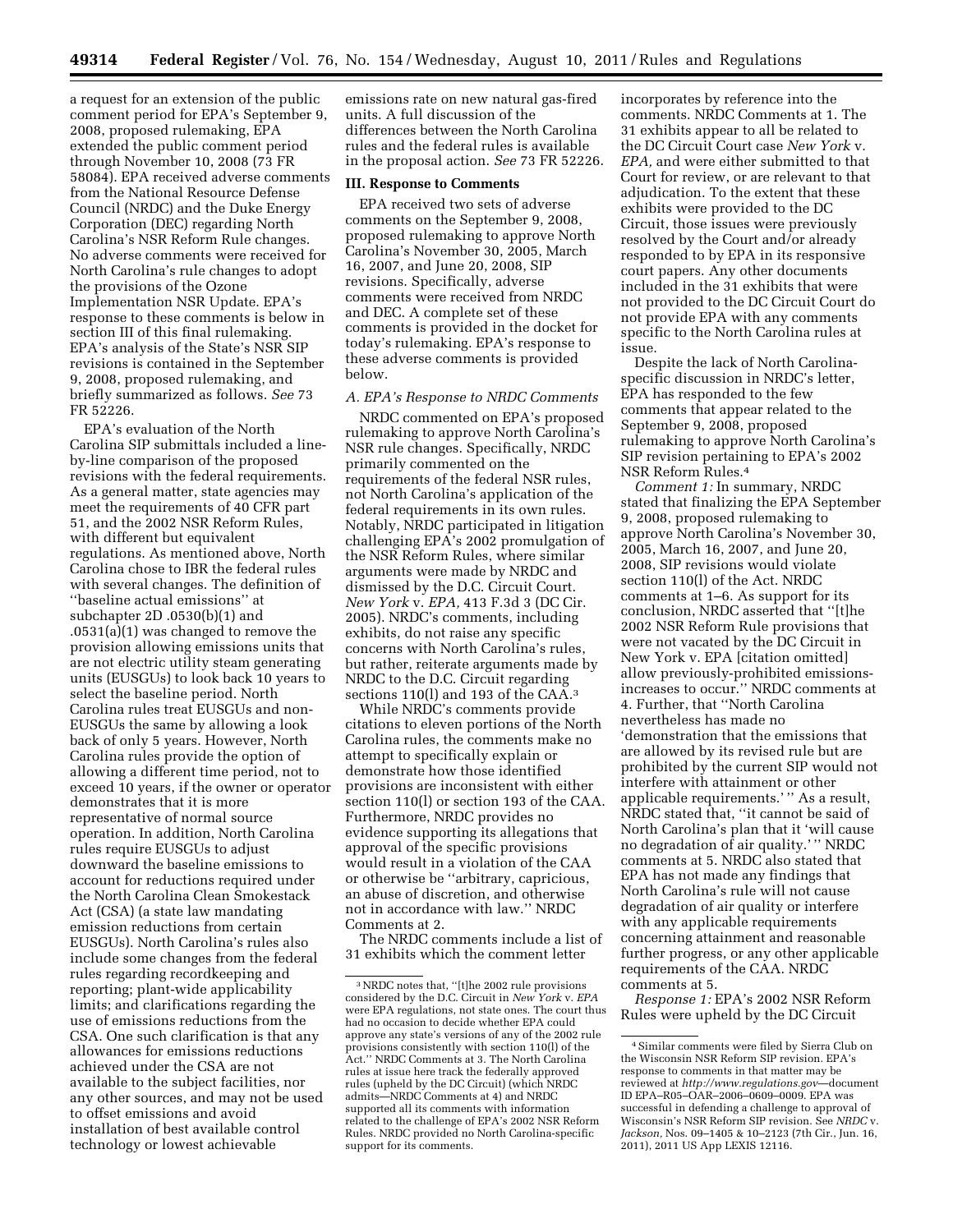a request for an extension of the public comment period for EPA's September 9, 2008, proposed rulemaking, EPA extended the public comment period through November 10, 2008 (73 FR 58084). EPA received adverse comments from the National Resource Defense Council (NRDC) and the Duke Energy Corporation (DEC) regarding North Carolina's NSR Reform Rule changes. No adverse comments were received for North Carolina's rule changes to adopt the provisions of the Ozone Implementation NSR Update. EPA's response to these comments is below in section III of this final rulemaking. EPA's analysis of the State's NSR SIP revisions is contained in the September 9, 2008, proposed rulemaking, and briefly summarized as follows. *See* 73 FR 52226.

EPA's evaluation of the North Carolina SIP submittals included a line-by-line comparison of the proposed revisions with the federal requirements. As a general matter, state agencies may meet the requirements of 40 CFR part 51, and the 2002 NSR Reform Rules, with different but equivalent regulations. As mentioned above, North Carolina chose to IBR the federal rules with several changes. The definition of "baseline actual emissions" at subchapter 2D .0530(b)(1) and .0531(a)(1) was changed to remove the provision allowing emissions units that are not electric utility steam generating units (EUSGUs) to look back 10 years to select the baseline period. North Carolina rules treat EUSGUs and non-EUSGUs the same by allowing a look back of only 5 years. However, North Carolina rules provide the option of allowing a different time period, not to exceed 10 years, if the owner or operator demonstrates that it is more representative of normal source operation. In addition, North Carolina rules require EUSGUs to adjust downward the baseline emissions to account for reductions required under the North Carolina Clean Smokestack Act (CSA) (a state law mandating emission reductions from certain EUSGUs). North Carolina's rules also include some changes from the federal rules regarding recordkeeping and reporting; plant-wide applicability limits; and clarifications regarding the use of emissions reductions from the CSA. One such clarification is that any allowances for emissions reductions achieved under the CSA are not available to the subject facilities, nor any other sources, and may not be used to offset emissions and avoid installation of best available control technology or lowest achievable emissions rate on new natural gas-fired units. A full discussion of the differences between the North Carolina rules and the federal rules is available in the proposal action. *See* 73 FR 52226.

## III. Response to Comments

EPA received two sets of adverse comments on the September 9, 2008, proposed rulemaking to approve North Carolina's November 30, 2005, March 16, 2007, and June 20, 2008, SIP revisions. Specifically, adverse comments were received from NRDC and DEC. A complete set of these comments is provided in the docket for today's rulemaking. EPA's response to these adverse comments is provided below.

### *A. EPA's Response to NRDC Comments*

NRDC commented on EPA's proposed rulemaking to approve North Carolina's NSR rule changes. Specifically, NRDC primarily commented on the requirements of the federal NSR rules, not North Carolina's application of the federal requirements in its own rules. Notably, NRDC participated in litigation challenging EPA's 2002 promulgation of the NSR Reform Rules, where similar arguments were made by NRDC and dismissed by the D.C. Circuit Court. *New York* v. *EPA,* 413 F.3d 3 (DC Cir. 2005). NRDC's comments, including exhibits, do not raise any specific concerns with North Carolina's rules, but rather, reiterate arguments made by NRDC to the D.C. Circuit regarding sections 110(l) and 193 of the CAA.[3]

While NRDC's comments provide citations to eleven portions of the North Carolina rules, the comments make no attempt to specifically explain or demonstrate how those identified provisions are inconsistent with either section 110(l) or section 193 of the CAA. Furthermore, NRDC provides no evidence supporting its allegations that approval of the specific provisions would result in a violation of the CAA or otherwise be "arbitrary, capricious, an abuse of discretion, and otherwise not in accordance with law." NRDC Comments at 2.

The NRDC comments include a list of 31 exhibits which the comment letter incorporates by reference into the comments. NRDC Comments at 1. The 31 exhibits appear to all be related to the DC Circuit Court case *New York* v. *EPA,* and were either submitted to that Court for review, or are relevant to that adjudication. To the extent that these exhibits were provided to the DC Circuit, those issues were previously resolved by the Court and/or already responded to by EPA in its responsive court papers. Any other documents included in the 31 exhibits that were not provided to the DC Circuit Court do not provide EPA with any comments specific to the North Carolina rules at issue.

Despite the lack of North Carolina-specific discussion in NRDC's letter, EPA has responded to the few comments that appear related to the September 9, 2008, proposed rulemaking to approve North Carolina's SIP revision pertaining to EPA's 2002 NSR Reform Rules.[4]

*Comment 1:* In summary, NRDC stated that finalizing the EPA September 9, 2008, proposed rulemaking to approve North Carolina's November 30, 2005, March 16, 2007, and June 20, 2008, SIP revisions would violate section 110(l) of the Act. NRDC comments at 1–6. As support for its conclusion, NRDC asserted that "[t]he 2002 NSR Reform Rule provisions that were not vacated by the DC Circuit in New York v. EPA [citation omitted] allow previously-prohibited emissions-increases to occur." NRDC comments at 4. Further, that "North Carolina nevertheless has made no 'demonstration that the emissions that are allowed by its revised rule but are prohibited by the current SIP would not interfere with attainment or other applicable requirements.' " As a result, NRDC stated that, "it cannot be said of North Carolina's plan that it 'will cause no degradation of air quality.' " NRDC comments at 5. NRDC also stated that EPA has not made any findings that North Carolina's rule will not cause degradation of air quality or interfere with any applicable requirements concerning attainment and reasonable further progress, or any other applicable requirements of the CAA. NRDC comments at 5.

*Response 1:* EPA's 2002 NSR Reform Rules were upheld by the DC Circuit

[3] NRDC notes that, "[t]he 2002 rule provisions considered by the D.C. Circuit in *New York* v. *EPA* were EPA regulations, not state ones. The court thus had no occasion to decide whether EPA could approve any state's versions of any of the 2002 rule provisions consistently with section 110(l) of the Act." NRDC Comments at 3. The North Carolina rules at issue here track the federally approved rules (upheld by the DC Circuit) (which NRDC admits—NRDC Comments at 4) and NRDC supported all its comments with information related to the challenge of EPA's 2002 NSR Reform Rules. NRDC provided no North Carolina-specific support for its comments.

[4] Similar comments were filed by Sierra Club on the Wisconsin NSR Reform SIP revision. EPA's response to comments in that matter may be reviewed at *http://www.regulations.gov*—document ID EPA–R05–OAR–2006–0609–0009. EPA was successful in defending a challenge to approval of Wisconsin's NSR Reform SIP revision. See *NRDC* v. *Jackson,* Nos. 09–1405 & 10–2123 (7th Cir., Jun. 16, 2011), 2011 US App LEXIS 12116.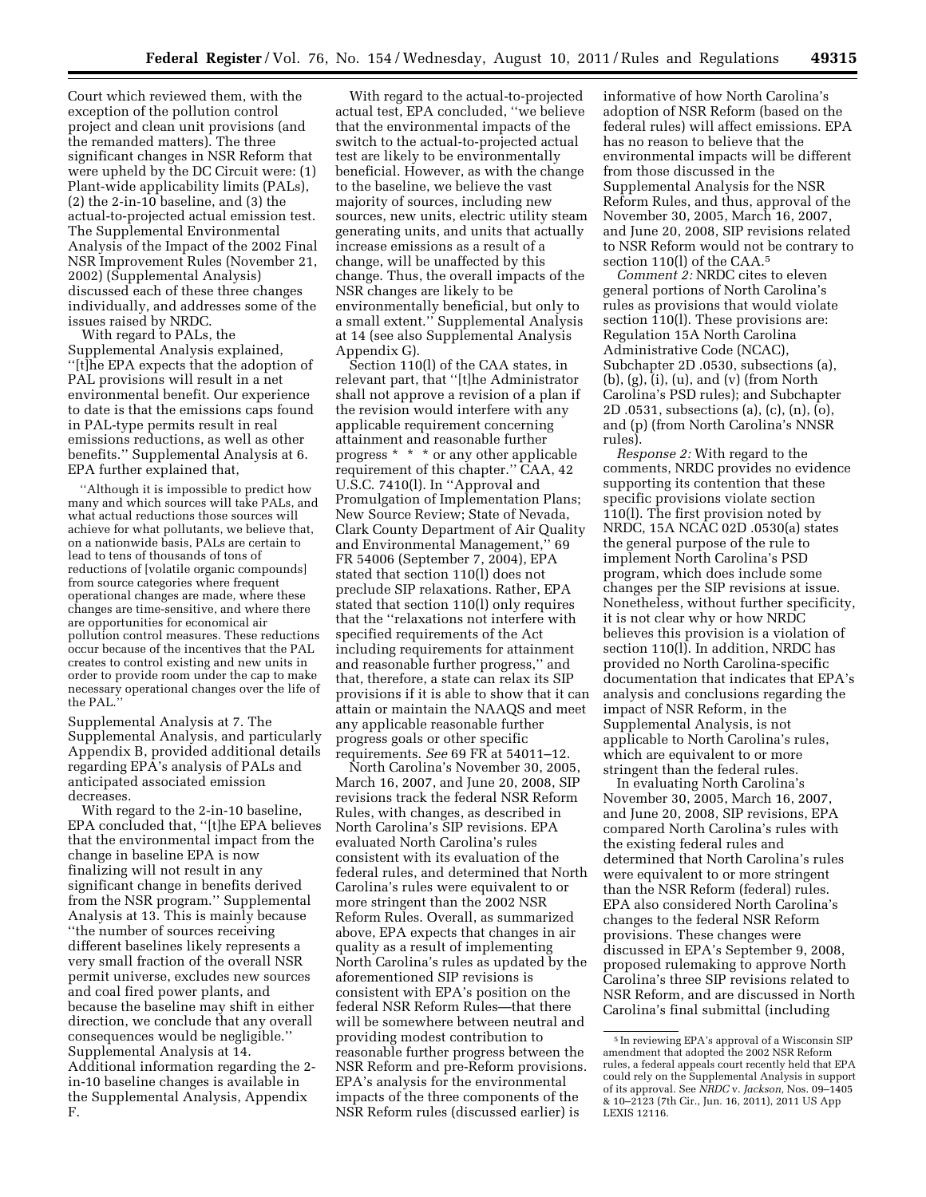Court which reviewed them, with the exception of the pollution control project and clean unit provisions (and the remanded matters). The three significant changes in NSR Reform that were upheld by the DC Circuit were: (1) Plant-wide applicability limits (PALs), (2) the 2-in-10 baseline, and (3) the actual-to-projected actual emission test. The Supplemental Environmental Analysis of the Impact of the 2002 Final NSR Improvement Rules (November 21, 2002) (Supplemental Analysis) discussed each of these three changes individually, and addresses some of the issues raised by NRDC.

With regard to PALs, the Supplemental Analysis explained, ''[t]he EPA expects that the adoption of PAL provisions will result in a net environmental benefit. Our experience to date is that the emissions caps found in PAL-type permits result in real emissions reductions, as well as other benefits.'' Supplemental Analysis at 6. EPA further explained that,

> ''Although it is impossible to predict how many and which sources will take PALs, and what actual reductions those sources will achieve for what pollutants, we believe that, on a nationwide basis, PALs are certain to lead to tens of thousands of tons of reductions of [volatile organic compounds] from source categories where frequent operational changes are made, where these changes are time-sensitive, and where there are opportunities for economical air pollution control measures. These reductions occur because of the incentives that the PAL creates to control existing and new units in order to provide room under the cap to make necessary operational changes over the life of the PAL.''

Supplemental Analysis at 7. The Supplemental Analysis, and particularly Appendix B, provided additional details regarding EPA's analysis of PALs and anticipated associated emission decreases.

With regard to the 2-in-10 baseline, EPA concluded that, ''[t]he EPA believes that the environmental impact from the change in baseline EPA is now finalizing will not result in any significant change in benefits derived from the NSR program.'' Supplemental Analysis at 13. This is mainly because ''the number of sources receiving different baselines likely represents a very small fraction of the overall NSR permit universe, excludes new sources and coal fired power plants, and because the baseline may shift in either direction, we conclude that any overall consequences would be negligible.'' Supplemental Analysis at 14. Additional information regarding the 2-in-10 baseline changes is available in the Supplemental Analysis, Appendix F.

With regard to the actual-to-projected actual test, EPA concluded, ''we believe that the environmental impacts of the switch to the actual-to-projected actual test are likely to be environmentally beneficial. However, as with the change to the baseline, we believe the vast majority of sources, including new sources, new units, electric utility steam generating units, and units that actually increase emissions as a result of a change, will be unaffected by this change. Thus, the overall impacts of the NSR changes are likely to be environmentally beneficial, but only to a small extent.'' Supplemental Analysis at 14 (see also Supplemental Analysis Appendix G).

Section 110(l) of the CAA states, in relevant part, that ''[t]he Administrator shall not approve a revision of a plan if the revision would interfere with any applicable requirement concerning attainment and reasonable further progress * * * or any other applicable requirement of this chapter.'' CAA, 42 U.S.C. 7410(l). In ''Approval and Promulgation of Implementation Plans; New Source Review; State of Nevada, Clark County Department of Air Quality and Environmental Management,'' 69 FR 54006 (September 7, 2004), EPA stated that section 110(l) does not preclude SIP relaxations. Rather, EPA stated that section 110(l) only requires that the ''relaxations not interfere with specified requirements of the Act including requirements for attainment and reasonable further progress,'' and that, therefore, a state can relax its SIP provisions if it is able to show that it can attain or maintain the NAAQS and meet any applicable reasonable further progress goals or other specific requirements. *See* 69 FR at 54011–12.

North Carolina's November 30, 2005, March 16, 2007, and June 20, 2008, SIP revisions track the federal NSR Reform Rules, with changes, as described in North Carolina's SIP revisions. EPA evaluated North Carolina's rules consistent with its evaluation of the federal rules, and determined that North Carolina's rules were equivalent to or more stringent than the 2002 NSR Reform Rules. Overall, as summarized above, EPA expects that changes in air quality as a result of implementing North Carolina's rules as updated by the aforementioned SIP revisions is consistent with EPA's position on the federal NSR Reform Rules—that there will be somewhere between neutral and providing modest contribution to reasonable further progress between the NSR Reform and pre-Reform provisions. EPA's analysis for the environmental impacts of the three components of the NSR Reform rules (discussed earlier) is informative of how North Carolina's adoption of NSR Reform (based on the federal rules) will affect emissions. EPA has no reason to believe that the environmental impacts will be different from those discussed in the Supplemental Analysis for the NSR Reform Rules, and thus, approval of the November 30, 2005, March 16, 2007, and June 20, 2008, SIP revisions related to NSR Reform would not be contrary to section 110(l) of the CAA.[5]

*Comment 2:* NRDC cites to eleven general portions of North Carolina's rules as provisions that would violate section 110(l). These provisions are: Regulation 15A North Carolina Administrative Code (NCAC), Subchapter 2D .0530, subsections (a), (b), (g), (i), (u), and (v) (from North Carolina's PSD rules); and Subchapter 2D .0531, subsections (a), (c), (n), (o), and (p) (from North Carolina's NNSR rules).

*Response 2:* With regard to the comments, NRDC provides no evidence supporting its contention that these specific provisions violate section 110(l). The first provision noted by NRDC, 15A NCAC 02D .0530(a) states the general purpose of the rule to implement North Carolina's PSD program, which does include some changes per the SIP revisions at issue. Nonetheless, without further specificity, it is not clear why or how NRDC believes this provision is a violation of section 110(l). In addition, NRDC has provided no North Carolina-specific documentation that indicates that EPA's analysis and conclusions regarding the impact of NSR Reform, in the Supplemental Analysis, is not applicable to North Carolina's rules, which are equivalent to or more stringent than the federal rules.

In evaluating North Carolina's November 30, 2005, March 16, 2007, and June 20, 2008, SIP revisions, EPA compared North Carolina's rules with the existing federal rules and determined that North Carolina's rules were equivalent to or more stringent than the NSR Reform (federal) rules. EPA also considered North Carolina's changes to the federal NSR Reform provisions. These changes were discussed in EPA's September 9, 2008, proposed rulemaking to approve North Carolina's three SIP revisions related to NSR Reform, and are discussed in North Carolina's final submittal (including

[5] In reviewing EPA's approval of a Wisconsin SIP amendment that adopted the 2002 NSR Reform rules, a federal appeals court recently held that EPA could rely on the Supplemental Analysis in support of its approval. See *NRDC* v. *Jackson,* Nos. 09–1405 & 10–2123 (7th Cir., Jun. 16, 2011), 2011 US App LEXIS 12116.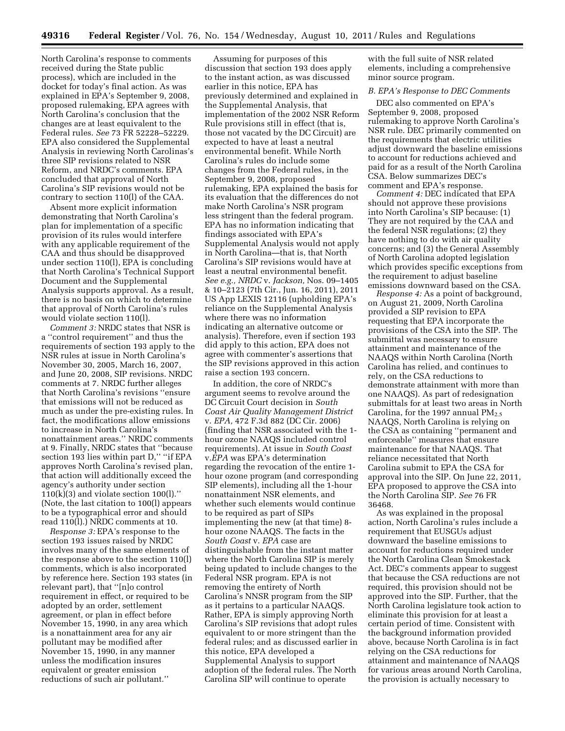North Carolina's response to comments received during the State public process), which are included in the docket for today's final action. As was explained in EPA's September 9, 2008, proposed rulemaking, EPA agrees with North Carolina's conclusion that the changes are at least equivalent to the Federal rules. *See* 73 FR 52228–52229. EPA also considered the Supplemental Analysis in reviewing North Carolinas's three SIP revisions related to NSR Reform, and NRDC's comments. EPA concluded that approval of North Carolina's SIP revisions would not be contrary to section 110(l) of the CAA.

Absent more explicit information demonstrating that North Carolina's plan for implementation of a specific provision of its rules would interfere with any applicable requirement of the CAA and thus should be disapproved under section 110(l), EPA is concluding that North Carolina's Technical Support Document and the Supplemental Analysis supports approval. As a result, there is no basis on which to determine that approval of North Carolina's rules would violate section 110(l).

*Comment 3:* NRDC states that NSR is a ''control requirement'' and thus the requirements of section 193 apply to the NSR rules at issue in North Carolina's November 30, 2005, March 16, 2007, and June 20, 2008, SIP revisions. NRDC comments at 7. NRDC further alleges that North Carolina's revisions ''ensure that emissions will not be reduced as much as under the pre-existing rules. In fact, the modifications allow emissions to increase in North Carolina's nonattainment areas.'' NRDC comments at 9. Finally, NRDC states that ''because section 193 lies within part D,'' ''if EPA approves North Carolina's revised plan, that action will additionally exceed the agency's authority under section 110(k)(3) and violate section 100(l).'' (Note, the last citation to 100(l) appears to be a typographical error and should read 110(l).) NRDC comments at 10.

*Response 3:* EPA's response to the section 193 issues raised by NRDC involves many of the same elements of the response above to the section 110(l) comments, which is also incorporated by reference here. Section 193 states (in relevant part), that ''[n]o control requirement in effect, or required to be adopted by an order, settlement agreement, or plan in effect before November 15, 1990, in any area which is a nonattainment area for any air pollutant may be modified after November 15, 1990, in any manner unless the modification insures equivalent or greater emission reductions of such air pollutant.''

Assuming for purposes of this discussion that section 193 does apply to the instant action, as was discussed earlier in this notice, EPA has previously determined and explained in the Supplemental Analysis, that implementation of the 2002 NSR Reform Rule provisions still in effect (that is, those not vacated by the DC Circuit) are expected to have at least a neutral environmental benefit. While North Carolina's rules do include some changes from the Federal rules, in the September 9, 2008, proposed rulemaking, EPA explained the basis for its evaluation that the differences do not make North Carolina's NSR program less stringent than the federal program. EPA has no information indicating that findings associated with EPA's Supplemental Analysis would not apply in North Carolina—that is, that North Carolina's SIP revisions would have at least a neutral environmental benefit. *See e.g., NRDC* v. *Jackson,* Nos. 09–1405 & 10–2123 (7th Cir., Jun. 16, 2011), 2011 US App LEXIS 12116 (upholding EPA's reliance on the Supplemental Analysis where there was no information indicating an alternative outcome or analysis). Therefore, even if section 193 did apply to this action, EPA does not agree with commenter's assertions that the SIP revisions approved in this action raise a section 193 concern.

In addition, the core of NRDC's argument seems to revolve around the DC Circuit Court decision in *South Coast Air Quality Management District* v. *EPA,* 472 F.3d 882 (DC Cir. 2006) (finding that NSR associated with the 1-hour ozone NAAQS included control requirements). At issue in *South Coast* v.*EPA* was EPA's determination regarding the revocation of the entire 1-hour ozone program (and corresponding SIP elements), including all the 1-hour nonattainment NSR elements, and whether such elements would continue to be required as part of SIPs implementing the new (at that time) 8-hour ozone NAAQS. The facts in the *South Coast* v. *EPA* case are distinguishable from the instant matter where the North Carolina SIP is merely being updated to include changes to the Federal NSR program. EPA is not removing the entirety of North Carolina's NNSR program from the SIP as it pertains to a particular NAAQS. Rather, EPA is simply approving North Carolina's SIP revisions that adopt rules equivalent to or more stringent than the federal rules; and as discussed earlier in this notice, EPA developed a Supplemental Analysis to support adoption of the federal rules. The North Carolina SIP will continue to operate with the full suite of NSR related elements, including a comprehensive minor source program.

### *B. EPA's Response to DEC Comments*

DEC also commented on EPA's September 9, 2008, proposed rulemaking to approve North Carolina's NSR rule. DEC primarily commented on the requirements that electric utilities adjust downward the baseline emissions to account for reductions achieved and paid for as a result of the North Carolina CSA. Below summarizes DEC's comment and EPA's response.

*Comment 4:* DEC indicated that EPA should not approve these provisions into North Carolina's SIP because: (1) They are not required by the CAA and the federal NSR regulations; (2) they have nothing to do with air quality concerns; and (3) the General Assembly of North Carolina adopted legislation which provides specific exceptions from the requirement to adjust baseline emissions downward based on the CSA.

*Response 4:* As a point of background, on August 21, 2009, North Carolina provided a SIP revision to EPA requesting that EPA incorporate the provisions of the CSA into the SIP. The submittal was necessary to ensure attainment and maintenance of the NAAQS within North Carolina (North Carolina has relied, and continues to rely, on the CSA reductions to demonstrate attainment with more than one NAAQS). As part of redesignation submittals for at least two areas in North Carolina, for the 1997 annual $PM_{2.5}$ NAAQS, North Carolina is relying on the CSA as containing ''permanent and enforceable'' measures that ensure maintenance for that NAAQS. That reliance necessitated that North Carolina submit to EPA the CSA for approval into the SIP. On June 22, 2011, EPA proposed to approve the CSA into the North Carolina SIP. *See* 76 FR 36468.

As was explained in the proposal action, North Carolina's rules include a requirement that EUSGUs adjust downward the baseline emissions to account for reductions required under the North Carolina Clean Smokestack Act. DEC's comments appear to suggest that because the CSA reductions are not required, this provision should not be approved into the SIP. Further, that the North Carolina legislature took action to eliminate this provision for at least a certain period of time. Consistent with the background information provided above, because North Carolina is in fact relying on the CSA reductions for attainment and maintenance of NAAQS for various areas around North Carolina, the provision is actually necessary to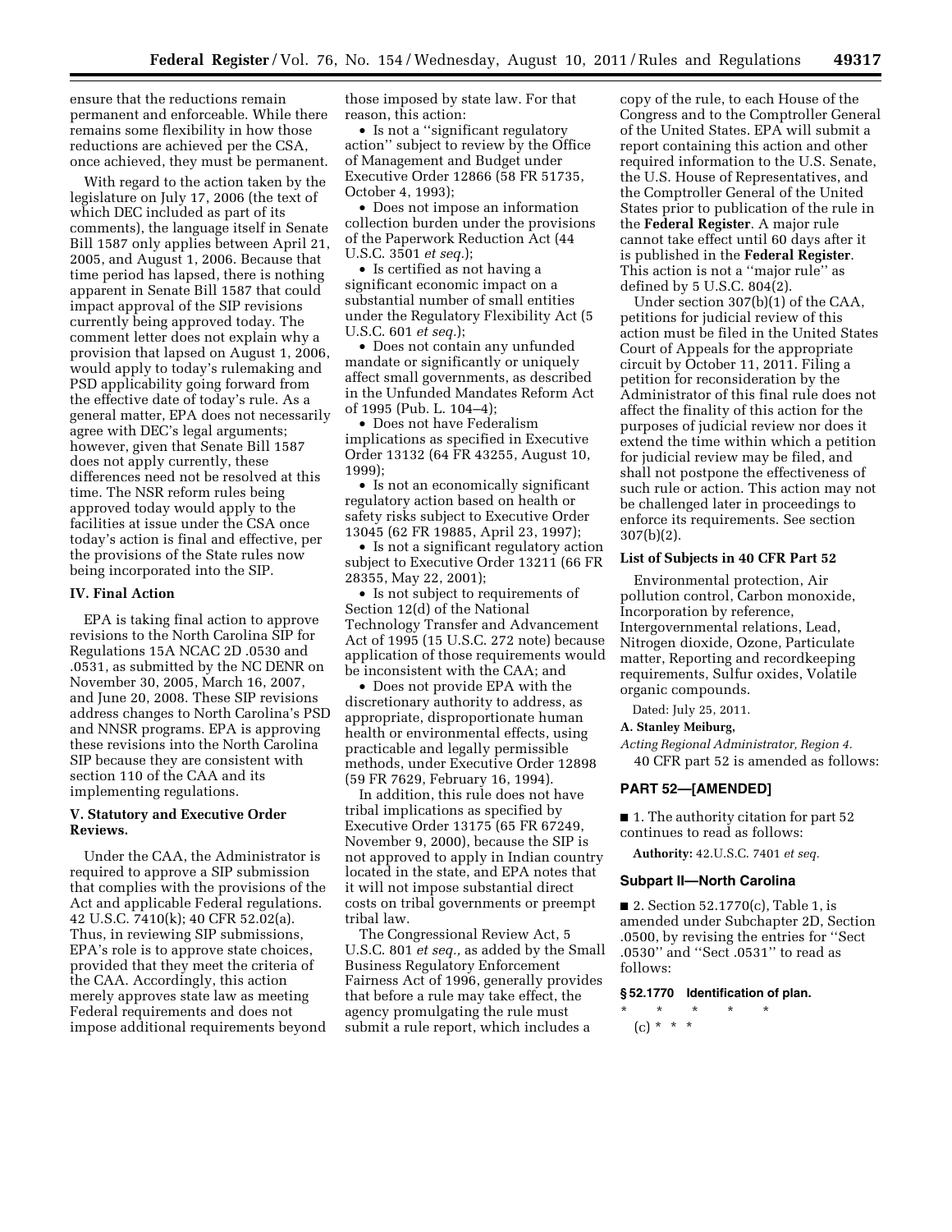ensure that the reductions remain permanent and enforceable. While there remains some flexibility in how those reductions are achieved per the CSA, once achieved, they must be permanent.

With regard to the action taken by the legislature on July 17, 2006 (the text of which DEC included as part of its comments), the language itself in Senate Bill 1587 only applies between April 21, 2005, and August 1, 2006. Because that time period has lapsed, there is nothing apparent in Senate Bill 1587 that could impact approval of the SIP revisions currently being approved today. The comment letter does not explain why a provision that lapsed on August 1, 2006, would apply to today's rulemaking and PSD applicability going forward from the effective date of today's rule. As a general matter, EPA does not necessarily agree with DEC's legal arguments; however, given that Senate Bill 1587 does not apply currently, these differences need not be resolved at this time. The NSR reform rules being approved today would apply to the facilities at issue under the CSA once today's action is final and effective, per the provisions of the State rules now being incorporated into the SIP.

## IV. Final Action

EPA is taking final action to approve revisions to the North Carolina SIP for Regulations 15A NCAC 2D .0530 and .0531, as submitted by the NC DENR on November 30, 2005, March 16, 2007, and June 20, 2008. These SIP revisions address changes to North Carolina's PSD and NNSR programs. EPA is approving these revisions into the North Carolina SIP because they are consistent with section 110 of the CAA and its implementing regulations.

## V. Statutory and Executive Order Reviews.

Under the CAA, the Administrator is required to approve a SIP submission that complies with the provisions of the Act and applicable Federal regulations. 42 U.S.C. 7410(k); 40 CFR 52.02(a). Thus, in reviewing SIP submissions, EPA's role is to approve state choices, provided that they meet the criteria of the CAA. Accordingly, this action merely approves state law as meeting Federal requirements and does not impose additional requirements beyond those imposed by state law. For that reason, this action:

- Is not a "significant regulatory action" subject to review by the Office of Management and Budget under Executive Order 12866 (58 FR 51735, October 4, 1993);
- Does not impose an information collection burden under the provisions of the Paperwork Reduction Act (44 U.S.C. 3501 *et seq.*);
- Is certified as not having a significant economic impact on a substantial number of small entities under the Regulatory Flexibility Act (5 U.S.C. 601 *et seq.*);
- Does not contain any unfunded mandate or significantly or uniquely affect small governments, as described in the Unfunded Mandates Reform Act of 1995 (Pub. L. 104–4);
- Does not have Federalism implications as specified in Executive Order 13132 (64 FR 43255, August 10, 1999);
- Is not an economically significant regulatory action based on health or safety risks subject to Executive Order 13045 (62 FR 19885, April 23, 1997);
- Is not a significant regulatory action subject to Executive Order 13211 (66 FR 28355, May 22, 2001);
- Is not subject to requirements of Section 12(d) of the National Technology Transfer and Advancement Act of 1995 (15 U.S.C. 272 note) because application of those requirements would be inconsistent with the CAA; and
- Does not provide EPA with the discretionary authority to address, as appropriate, disproportionate human health or environmental effects, using practicable and legally permissible methods, under Executive Order 12898 (59 FR 7629, February 16, 1994).

In addition, this rule does not have tribal implications as specified by Executive Order 13175 (65 FR 67249, November 9, 2000), because the SIP is not approved to apply in Indian country located in the state, and EPA notes that it will not impose substantial direct costs on tribal governments or preempt tribal law.

The Congressional Review Act, 5 U.S.C. 801 *et seq.,* as added by the Small Business Regulatory Enforcement Fairness Act of 1996, generally provides that before a rule may take effect, the agency promulgating the rule must submit a rule report, which includes a copy of the rule, to each House of the Congress and to the Comptroller General of the United States. EPA will submit a report containing this action and other required information to the U.S. Senate, the U.S. House of Representatives, and the Comptroller General of the United States prior to publication of the rule in the **Federal Register**. A major rule cannot take effect until 60 days after it is published in the **Federal Register**. This action is not a "major rule" as defined by 5 U.S.C. 804(2).

Under section 307(b)(1) of the CAA, petitions for judicial review of this action must be filed in the United States Court of Appeals for the appropriate circuit by October 11, 2011. Filing a petition for reconsideration by the Administrator of this final rule does not affect the finality of this action for the purposes of judicial review nor does it extend the time within which a petition for judicial review may be filed, and shall not postpone the effectiveness of such rule or action. This action may not be challenged later in proceedings to enforce its requirements. See section 307(b)(2).

### List of Subjects in 40 CFR Part 52

Environmental protection, Air pollution control, Carbon monoxide, Incorporation by reference, Intergovernmental relations, Lead, Nitrogen dioxide, Ozone, Particulate matter, Reporting and recordkeeping requirements, Sulfur oxides, Volatile organic compounds.

Dated: July 25, 2011.

**A. Stanley Meiburg,**

*Acting Regional Administrator, Region 4.*

40 CFR part 52 is amended as follows:

## PART 52—[AMENDED]

■ 1. The authority citation for part 52 continues to read as follows:

**Authority:** 42.U.S.C. 7401 *et seq.*

### Subpart II—North Carolina

■ 2. Section 52.1770(c), Table 1, is amended under Subchapter 2D, Section .0500, by revising the entries for "Sect .0530" and "Sect .0531" to read as follows:

**§ 52.1770 Identification of plan.**

\* \* \* \* \*

(c) \* \* \*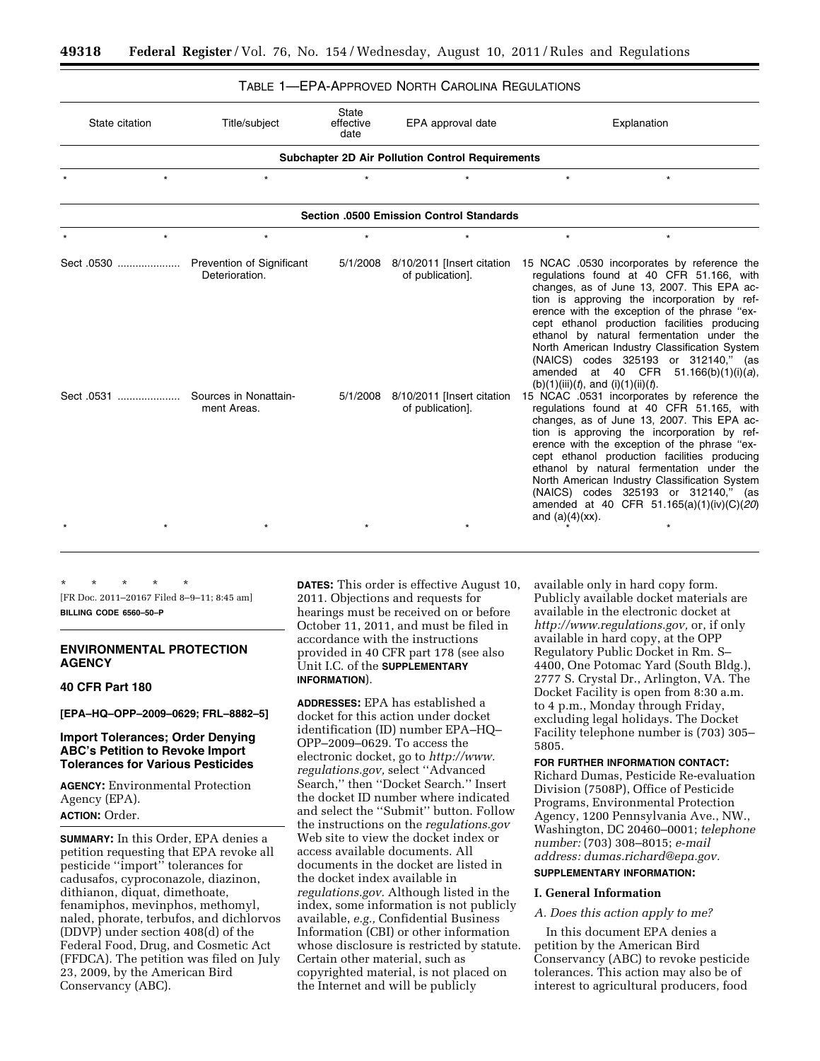TABLE 1—EPA-APPROVED NORTH CAROLINA REGULATIONS

| State citation | Title/subject | State effective date | EPA approval date | Explanation |
|---|---|---|---|---|
| **Subchapter 2D Air Pollution Control Requirements** | | | | |
| * | * | * | * | * |
| **Section .0500 Emission Control Standards** | | | | |
| * | * | * | * | * |
| Sect .0530 | Prevention of Significant Deterioration. | 5/1/2008 | 8/10/2011 [Insert citation of publication]. | 15 NCAC .0530 incorporates by reference the regulations found at 40 CFR 51.166, with changes, as of June 13, 2007. This EPA action is approving the incorporation by reference with the exception of the phrase "except ethanol production facilities producing ethanol by natural fermentation under the North American Industry Classification System (NAICS) codes 325193 or 312140," (as amended at 40 CFR 51.166(b)(1)(i)(*a*), (b)(1)(iii)(*t*), and (i)(1)(ii)(*t*). |
| Sect .0531 | Sources in Nonattainment Areas. | 5/1/2008 | 8/10/2011 [Insert citation of publication]. | 15 NCAC .0531 incorporates by reference the regulations found at 40 CFR 51.165, with changes, as of June 13, 2007. This EPA action is approving the incorporation by reference with the exception of the phrase "except ethanol production facilities producing ethanol by natural fermentation under the North American Industry Classification System (NAICS) codes 325193 or 312140," (as amended at 40 CFR 51.165(a)(1)(iv)(C)(*20*) and (a)(4)(xx). |
| * | * | * | * | * |

\* \* \* \* \*

[FR Doc. 2011–20167 Filed 8–9–11; 8:45 am]

**BILLING CODE 6560–50–P**

## ENVIRONMENTAL PROTECTION AGENCY

### 40 CFR Part 180

**[EPA–HQ–OPP–2009–0629; FRL–8882–5]**

### Import Tolerances; Order Denying ABC's Petition to Revoke Import Tolerances for Various Pesticides

**AGENCY:** Environmental Protection Agency (EPA).

**ACTION:** Order.

**SUMMARY:** In this Order, EPA denies a petition requesting that EPA revoke all pesticide "import" tolerances for cadusafos, cyproconazole, diazinon, dithianon, diquat, dimethoate, fenamiphos, mevinphos, methomyl, naled, phorate, terbufos, and dichlorvos (DDVP) under section 408(d) of the Federal Food, Drug, and Cosmetic Act (FFDCA). The petition was filed on July 23, 2009, by the American Bird Conservancy (ABC).

**DATES:** This order is effective August 10, 2011. Objections and requests for hearings must be received on or before October 11, 2011, and must be filed in accordance with the instructions provided in 40 CFR part 178 (see also Unit I.C. of the **SUPPLEMENTARY INFORMATION**).

**ADDRESSES:** EPA has established a docket for this action under docket identification (ID) number EPA–HQ–OPP–2009–0629. To access the electronic docket, go to *http://www.regulations.gov,* select "Advanced Search," then "Docket Search." Insert the docket ID number where indicated and select the "Submit" button. Follow the instructions on the *regulations.gov* Web site to view the docket index or access available documents. All documents in the docket are listed in the docket index available in *regulations.gov.* Although listed in the index, some information is not publicly available, *e.g.,* Confidential Business Information (CBI) or other information whose disclosure is restricted by statute. Certain other material, such as copyrighted material, is not placed on the Internet and will be publicly available only in hard copy form. Publicly available docket materials are available in the electronic docket at *http://www.regulations.gov,* or, if only available in hard copy, at the OPP Regulatory Public Docket in Rm. S–4400, One Potomac Yard (South Bldg.), 2777 S. Crystal Dr., Arlington, VA. The Docket Facility is open from 8:30 a.m. to 4 p.m., Monday through Friday, excluding legal holidays. The Docket Facility telephone number is (703) 305–5805.

**FOR FURTHER INFORMATION CONTACT:** Richard Dumas, Pesticide Re-evaluation Division (7508P), Office of Pesticide Programs, Environmental Protection Agency, 1200 Pennsylvania Ave., NW., Washington, DC 20460–0001; *telephone number:* (703) 308–8015; *e-mail address: dumas.richard@epa.gov.*

**SUPPLEMENTARY INFORMATION:**

### I. General Information

*A. Does this action apply to me?*

In this document EPA denies a petition by the American Bird Conservancy (ABC) to revoke pesticide tolerances. This action may also be of interest to agricultural producers, food